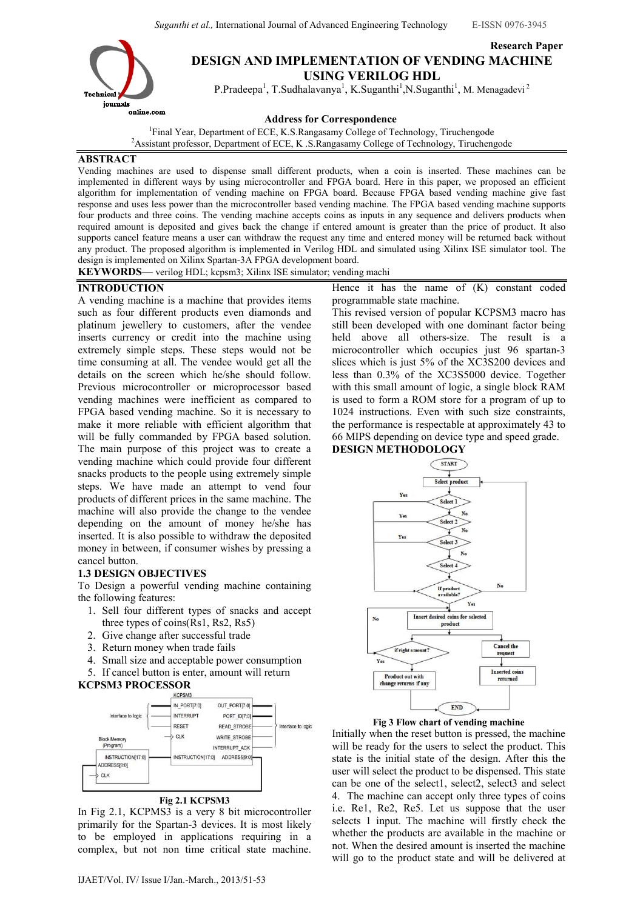Research Paper

# DESIGN AND IMPLEMENTATION OF VENDING MACHINE USING VERILOG HDL

P.Pradeepa[1], T.Sudhalavanya[1], K.Suganthi[1], N.Suganthi[1], M. Menagadevi[2]

**Address for Correspondence**

[1]Final Year, Department of ECE, K.S.Rangasamy College of Technology, Tiruchengode
[2]Assistant professor, Department of ECE, K .S.Rangasamy College of Technology, Tiruchengode

## ABSTRACT

Vending machines are used to dispense small different products, when a coin is inserted. These machines can be implemented in different ways by using microcontroller and FPGA board. Here in this paper, we proposed an efficient algorithm for implementation of vending machine on FPGA board. Because FPGA based vending machine give fast response and uses less power than the microcontroller based vending machine. The FPGA based vending machine supports four products and three coins. The vending machine accepts coins as inputs in any sequence and delivers products when required amount is deposited and gives back the change if entered amount is greater than the price of product. It also supports cancel feature means a user can withdraw the request any time and entered money will be returned back without any product. The proposed algorithm is implemented in Verilog HDL and simulated using Xilinx ISE simulator tool. The design is implemented on Xilinx Spartan-3A FPGA development board.

**KEYWORDS**— verilog HDL; kcpsm3; Xilinx ISE simulator; vending machi

## INTRODUCTION

A vending machine is a machine that provides items such as four different products even diamonds and platinum jewellery to customers, after the vendee inserts currency or credit into the machine using extremely simple steps. These steps would not be time consuming at all. The vendee would get all the details on the screen which he/she should follow. Previous microcontroller or microprocessor based vending machines were inefficient as compared to FPGA based vending machine. So it is necessary to make it more reliable with efficient algorithm that will be fully commanded by FPGA based solution. The main purpose of this project was to create a vending machine which could provide four different snacks products to the people using extremely simple steps. We have made an attempt to vend four products of different prices in the same machine. The machine will also provide the change to the vendee depending on the amount of money he/she has inserted. It is also possible to withdraw the deposited money in between, if consumer wishes by pressing a cancel button.

### 1.3 DESIGN OBJECTIVES

To Design a powerful vending machine containing the following features:

1. Sell four different types of snacks and accept three types of coins(Rs1, Rs2, Rs5)
2. Give change after successful trade
3. Return money when trade fails
4. Small size and acceptable power consumption
5. If cancel button is enter, amount will return

## KCPSM3 PROCESSOR

Fig 2.1 KCPSM3

In Fig 2.1, KCPMS3 is a very 8 bit microcontroller primarily for the Spartan-3 devices. It is most likely to be employed in applications requiring in a complex, but not non time critical state machine. Hence it has the name of (K) constant coded programmable state machine.

This revised version of popular KCPSM3 macro has still been developed with one dominant factor being held above all others-size. The result is a microcontroller which occupies just 96 spartan-3 slices which is just 5% of the XC3S200 devices and less than 0.3% of the XC3S5000 device. Together with this small amount of logic, a single block RAM is used to form a ROM store for a program of up to 1024 instructions. Even with such size constraints, the performance is respectable at approximately 43 to 66 MIPS depending on device type and speed grade.

## DESIGN METHODOLOGY

Fig 3 Flow chart of vending machine

Initially when the reset button is pressed, the machine will be ready for the users to select the product. This state is the initial state of the design. After this the user will select the product to be dispensed. This state can be one of the select1, select2, select3 and select 4. The machine can accept only three types of coins i.e. Re1, Re2, Re5. Let us suppose that the user selects 1 input. The machine will firstly check the whether the products are available in the machine or not. When the desired amount is inserted the machine will go to the product state and will be delivered at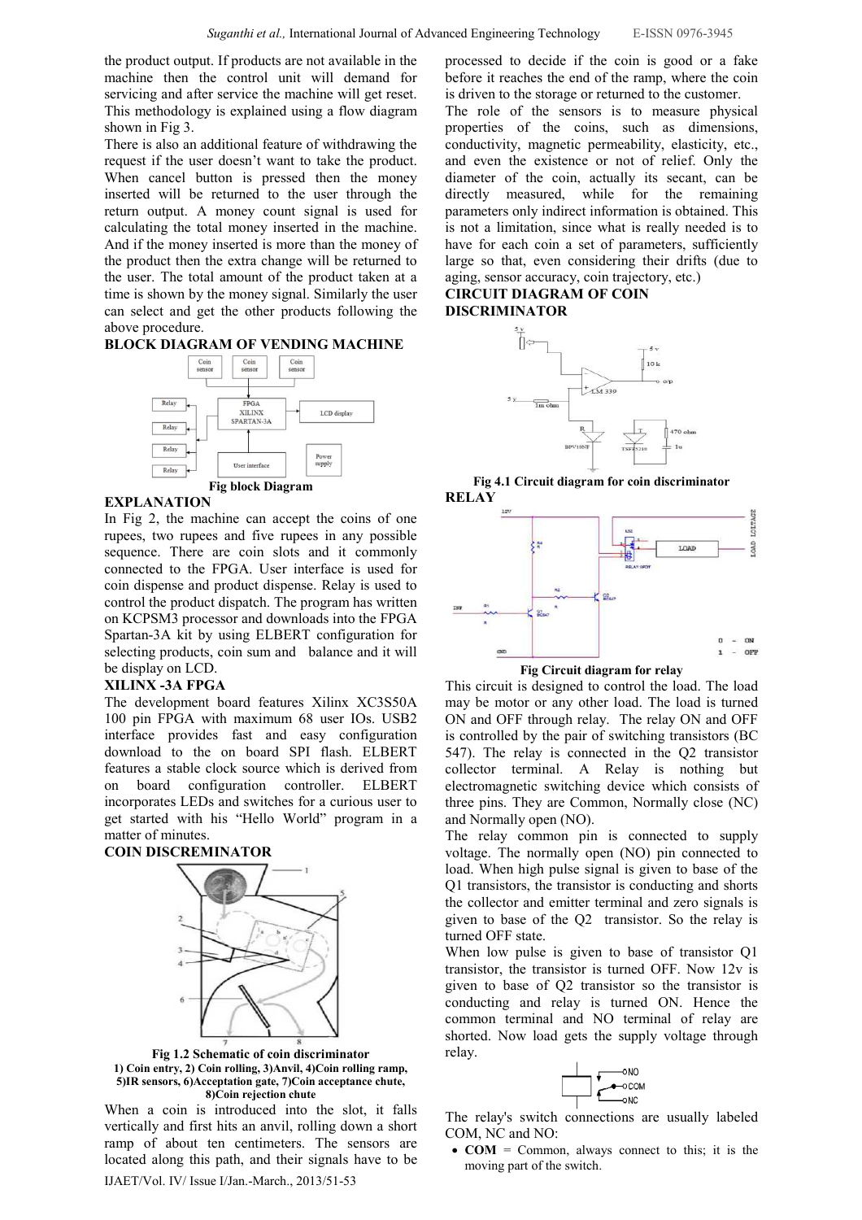the product output. If products are not available in the machine then the control unit will demand for servicing and after service the machine will get reset. This methodology is explained using a flow diagram shown in Fig 3.

There is also an additional feature of withdrawing the request if the user doesn't want to take the product. When cancel button is pressed then the money inserted will be returned to the user through the return output. A money count signal is used for calculating the total money inserted in the machine. And if the money inserted is more than the money of the product then the extra change will be returned to the user. The total amount of the product taken at a time is shown by the money signal. Similarly the user can select and get the other products following the above procedure.

## BLOCK DIAGRAM OF VENDING MACHINE

Fig block Diagram

## EXPLANATION

In Fig 2, the machine can accept the coins of one rupees, two rupees and five rupees in any possible sequence. There are coin slots and it commonly connected to the FPGA. User interface is used for coin dispense and product dispense. Relay is used to control the product dispatch. The program has written on KCPSM3 processor and downloads into the FPGA Spartan-3A kit by using ELBERT configuration for selecting products, coin sum and balance and it will be display on LCD.

## XILINX -3A FPGA

The development board features Xilinx XC3S50A 100 pin FPGA with maximum 68 user IOs. USB2 interface provides fast and easy configuration download to the on board SPI flash. ELBERT features a stable clock source which is derived from on board configuration controller. ELBERT incorporates LEDs and switches for a curious user to get started with his "Hello World" program in a matter of minutes.

## COIN DISCREMINATOR

**Fig 1.2 Schematic of coin discriminator**
**1) Coin entry, 2) Coin rolling, 3)Anvil, 4)Coin rolling ramp, 5)IR sensors, 6)Acceptation gate, 7)Coin acceptance chute, 8)Coin rejection chute**

When a coin is introduced into the slot, it falls vertically and first hits an anvil, rolling down a short ramp of about ten centimeters. The sensors are located along this path, and their signals have to be processed to decide if the coin is good or a fake before it reaches the end of the ramp, where the coin is driven to the storage or returned to the customer.

The role of the sensors is to measure physical properties of the coins, such as dimensions, conductivity, magnetic permeability, elasticity, etc., and even the existence or not of relief. Only the diameter of the coin, actually its secant, can be directly measured, while for the remaining parameters only indirect information is obtained. This is not a limitation, since what is really needed is to have for each coin a set of parameters, sufficiently large so that, even considering their drifts (due to aging, sensor accuracy, coin trajectory, etc.)

## CIRCUIT DIAGRAM OF COIN DISCRIMINATOR

**Fig 4.1 Circuit diagram for coin discriminator**

## RELAY

**Fig Circuit diagram for relay**

This circuit is designed to control the load. The load may be motor or any other load. The load is turned ON and OFF through relay. The relay ON and OFF is controlled by the pair of switching transistors (BC 547). The relay is connected in the Q2 transistor collector terminal. A Relay is nothing but electromagnetic switching device which consists of three pins. They are Common, Normally close (NC) and Normally open (NO).

The relay common pin is connected to supply voltage. The normally open (NO) pin connected to load. When high pulse signal is given to base of the Q1 transistors, the transistor is conducting and shorts the collector and emitter terminal and zero signals is given to base of the Q2 transistor. So the relay is turned OFF state.

When low pulse is given to base of transistor Q1 transistor, the transistor is turned OFF. Now 12v is given to base of Q2 transistor so the transistor is conducting and relay is turned ON. Hence the common terminal and NO terminal of relay are shorted. Now load gets the supply voltage through relay.

The relay's switch connections are usually labeled COM, NC and NO:

- **COM** = Common, always connect to this; it is the moving part of the switch.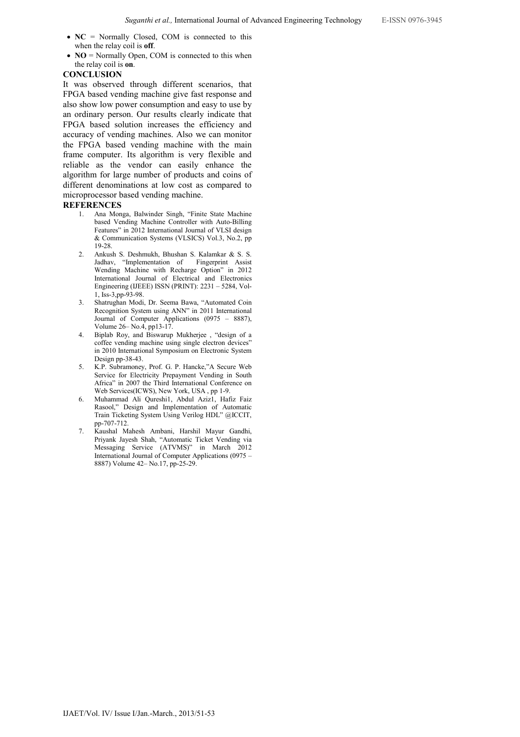- **NC** = Normally Closed, COM is connected to this when the relay coil is **off**.
- **NO** = Normally Open, COM is connected to this when the relay coil is **on**.

## CONCLUSION

It was observed through different scenarios, that FPGA based vending machine give fast response and also show low power consumption and easy to use by an ordinary person. Our results clearly indicate that FPGA based solution increases the efficiency and accuracy of vending machines. Also we can monitor the FPGA based vending machine with the main frame computer. Its algorithm is very flexible and reliable as the vendor can easily enhance the algorithm for large number of products and coins of different denominations at low cost as compared to microprocessor based vending machine.

## REFERENCES

1. Ana Monga, Balwinder Singh, "Finite State Machine based Vending Machine Controller with Auto-Billing Features" in 2012 International Journal of VLSI design & Communication Systems (VLSICS) Vol.3, No.2, pp 19-28.
2. Ankush S. Deshmukh, Bhushan S. Kalamkar & S. S. Jadhav, "Implementation of Fingerprint Assist Wending Machine with Recharge Option" in 2012 International Journal of Electrical and Electronics Engineering (IJEEE) ISSN (PRINT): 2231 – 5284, Vol-1, Iss-3,pp-93-98.
3. Shatrughan Modi, Dr. Seema Bawa, "Automated Coin Recognition System using ANN" in 2011 International Journal of Computer Applications (0975 – 8887), Volume 26– No.4, pp13-17.
4. Biplab Roy, and Biswarup Mukherjee , "design of a coffee vending machine using single electron devices" in 2010 International Symposium on Electronic System Design pp-38-43.
5. K.P. Subramoney, Prof. G. P. Hancke,"A Secure Web Service for Electricity Prepayment Vending in South Africa" in 2007 the Third International Conference on Web Services(ICWS), New York, USA , pp 1-9.
6. Muhammad Ali Qureshi1, Abdul Aziz1, Hafiz Faiz Rasool," Design and Implementation of Automatic Train Ticketing System Using Verilog HDL" @ICCIT, pp-707-712.
7. Kaushal Mahesh Ambani, Harshil Mayur Gandhi, Priyank Jayesh Shah, "Automatic Ticket Vending via Messaging Service (ATVMS)" in March 2012 International Journal of Computer Applications (0975 – 8887) Volume 42– No.17, pp-25-29.